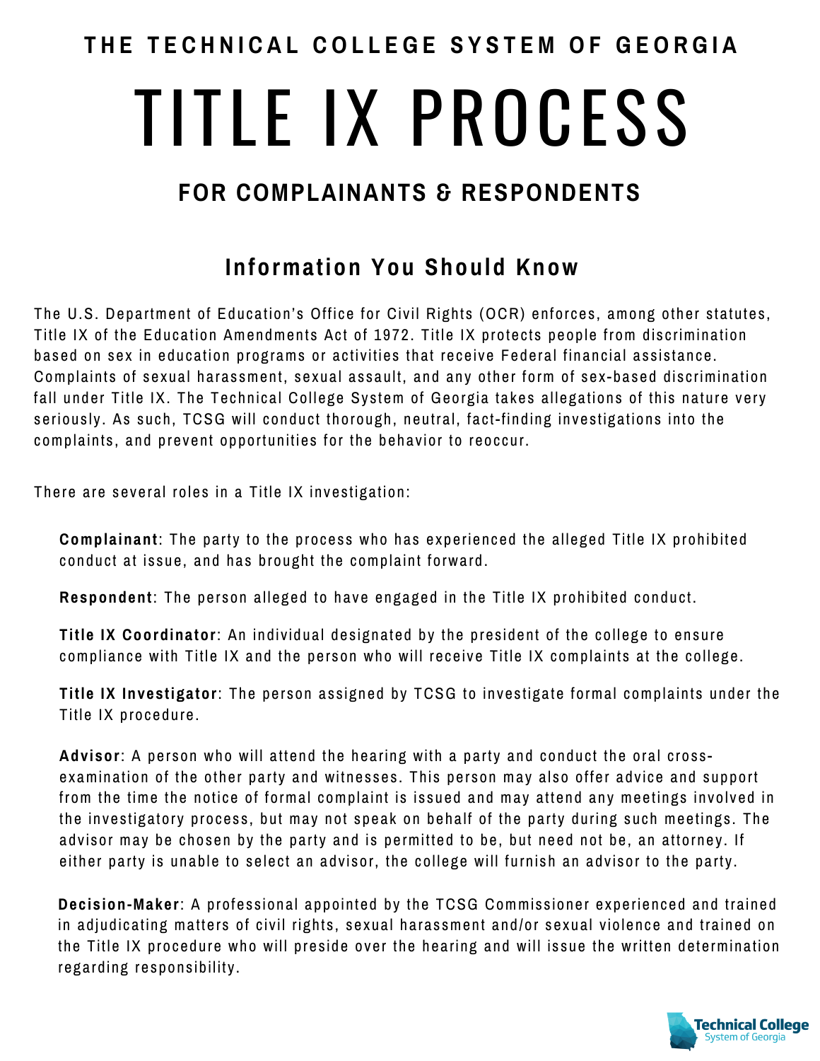# THE TECHNICAL COLLEGE SYSTEM OF GEORGIA

# TITLE IX PROCESS

## FOR COMPLAINANTS & RESPONDENTS

### Information You Should Know

The U.S. Department of Education's Office for Civil Rights (OCR) enforces, among other statutes, Title IX of the Education Amendments Act of 1972. Title IX protects people from discrimination based on sex in education programs or activities that receive Federal financial assistance. Complaints of sexual harassment, sexual assault, and any other form of sex-based discrimination fall under Title IX. The Technical College System of Georgia takes allegations of this nature very seriously. As such, TCSG will conduct thorough, neutral, fact-finding investigations into the complaints, and prevent opportunities for the behavior to reoccur.

There are several roles in a Title IX investigation:

**Complainant**: The party to the process who has experienced the alleged Title IX prohibited conduct at issue, and has brought the complaint forward.

**Respondent**: The person alleged to have engaged in the Title IX prohibited conduct.

**Title IX Coordinator**: An individual designated by the president of the college to ensure compliance with Title IX and the person who will receive Title IX complaints at the college.

**Title IX Investigator**: The person assigned by TCSG to investigate formal complaints under the Title IX procedure.

**Advisor**: A person who will attend the hearing with a party and conduct the oral cross-examination of the other party and witnesses. This person may also offer advice and support from the time the notice of formal complaint is issued and may attend any meetings involved in the investigatory process, but may not speak on behalf of the party during such meetings. The advisor may be chosen by the party and is permitted to be, but need not be, an attorney. If either party is unable to select an advisor, the college will furnish an advisor to the party.

**Decision-Maker**: A professional appointed by the TCSG Commissioner experienced and trained in adjudicating matters of civil rights, sexual harassment and/or sexual violence and trained on the Title IX procedure who will preside over the hearing and will issue the written determination regarding responsibility.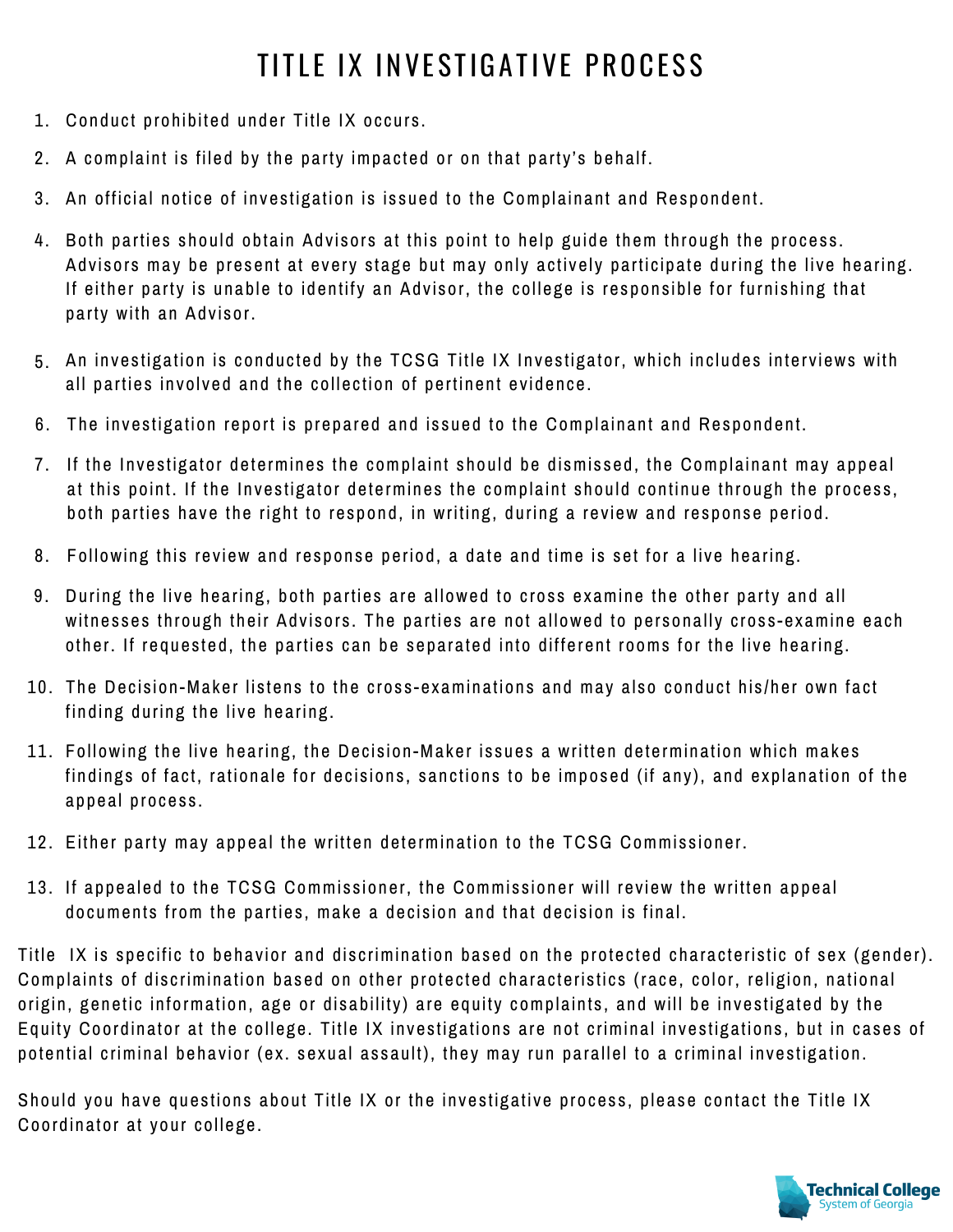# TITLE IX INVESTIGATIVE PROCESS

1. Conduct prohibited under Title IX occurs.
2. A complaint is filed by the party impacted or on that party's behalf.
3. An official notice of investigation is issued to the Complainant and Respondent.
4. Both parties should obtain Advisors at this point to help guide them through the process. Advisors may be present at every stage but may only actively participate during the live hearing. If either party is unable to identify an Advisor, the college is responsible for furnishing that party with an Advisor.
5. An investigation is conducted by the TCSG Title IX Investigator, which includes interviews with all parties involved and the collection of pertinent evidence.
6. The investigation report is prepared and issued to the Complainant and Respondent.
7. If the Investigator determines the complaint should be dismissed, the Complainant may appeal at this point. If the Investigator determines the complaint should continue through the process, both parties have the right to respond, in writing, during a review and response period.
8. Following this review and response period, a date and time is set for a live hearing.
9. During the live hearing, both parties are allowed to cross examine the other party and all witnesses through their Advisors. The parties are not allowed to personally cross-examine each other. If requested, the parties can be separated into different rooms for the live hearing.
10. The Decision-Maker listens to the cross-examinations and may also conduct his/her own fact finding during the live hearing.
11. Following the live hearing, the Decision-Maker issues a written determination which makes findings of fact, rationale for decisions, sanctions to be imposed (if any), and explanation of the appeal process.
12. Either party may appeal the written determination to the TCSG Commissioner.
13. If appealed to the TCSG Commissioner, the Commissioner will review the written appeal documents from the parties, make a decision and that decision is final.

Title IX is specific to behavior and discrimination based on the protected characteristic of sex (gender). Complaints of discrimination based on other protected characteristics (race, color, religion, national origin, genetic information, age or disability) are equity complaints, and will be investigated by the Equity Coordinator at the college. Title IX investigations are not criminal investigations, but in cases of potential criminal behavior (ex. sexual assault), they may run parallel to a criminal investigation.

Should you have questions about Title IX or the investigative process, please contact the Title IX Coordinator at your college.

Technical College System of Georgia